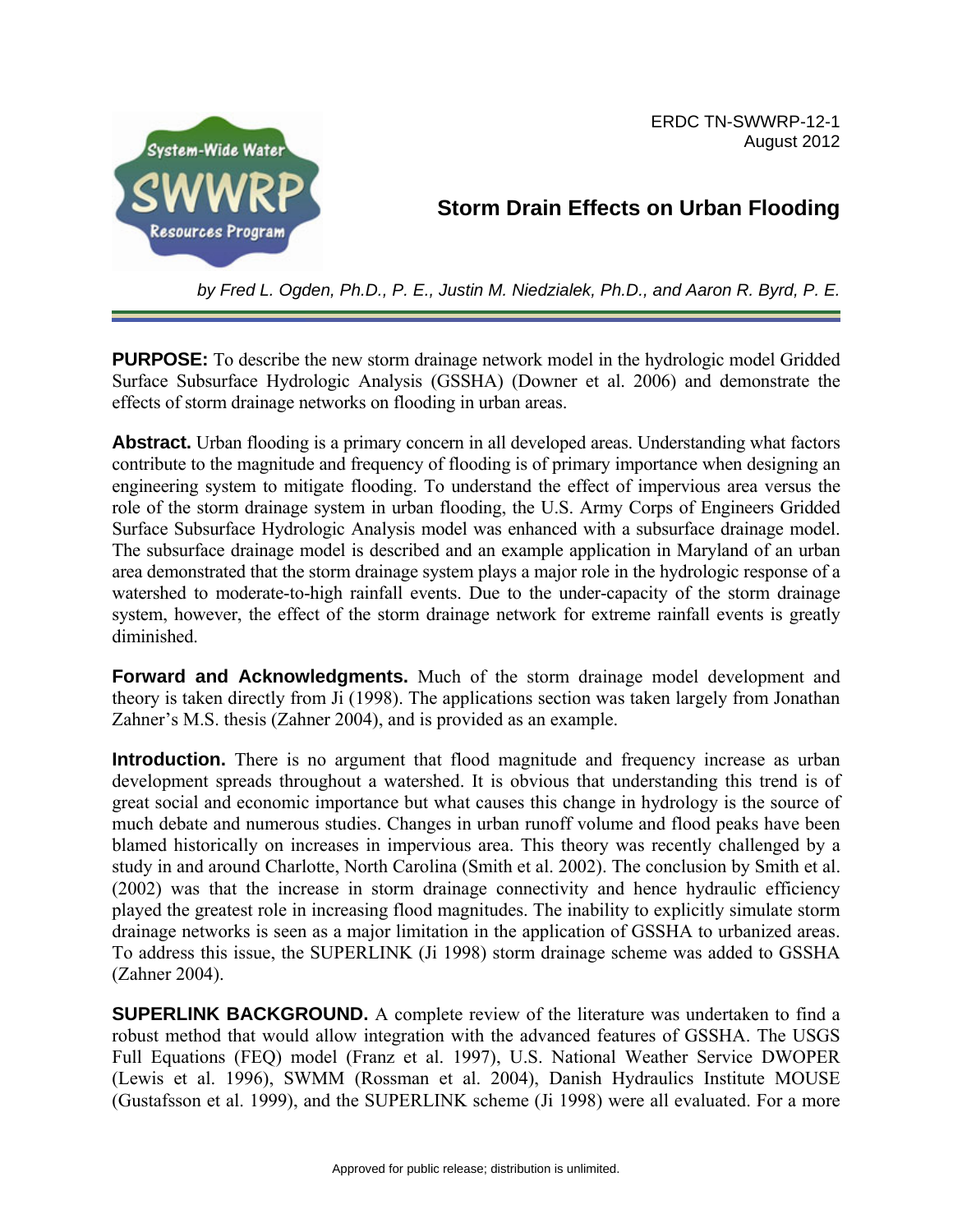ERDC TN-SWWRP-12-1
August 2012

# Storm Drain Effects on Urban Flooding

*by Fred L. Ogden, Ph.D., P. E., Justin M. Niedzialek, Ph.D., and Aaron R. Byrd, P. E.*

**PURPOSE:** To describe the new storm drainage network model in the hydrologic model Gridded Surface Subsurface Hydrologic Analysis (GSSHA) (Downer et al. 2006) and demonstrate the effects of storm drainage networks on flooding in urban areas.

**Abstract.** Urban flooding is a primary concern in all developed areas. Understanding what factors contribute to the magnitude and frequency of flooding is of primary importance when designing an engineering system to mitigate flooding. To understand the effect of impervious area versus the role of the storm drainage system in urban flooding, the U.S. Army Corps of Engineers Gridded Surface Subsurface Hydrologic Analysis model was enhanced with a subsurface drainage model. The subsurface drainage model is described and an example application in Maryland of an urban area demonstrated that the storm drainage system plays a major role in the hydrologic response of a watershed to moderate-to-high rainfall events. Due to the under-capacity of the storm drainage system, however, the effect of the storm drainage network for extreme rainfall events is greatly diminished.

**Forward and Acknowledgments.** Much of the storm drainage model development and theory is taken directly from Ji (1998). The applications section was taken largely from Jonathan Zahner's M.S. thesis (Zahner 2004), and is provided as an example.

**Introduction.** There is no argument that flood magnitude and frequency increase as urban development spreads throughout a watershed. It is obvious that understanding this trend is of great social and economic importance but what causes this change in hydrology is the source of much debate and numerous studies. Changes in urban runoff volume and flood peaks have been blamed historically on increases in impervious area. This theory was recently challenged by a study in and around Charlotte, North Carolina (Smith et al. 2002). The conclusion by Smith et al. (2002) was that the increase in storm drainage connectivity and hence hydraulic efficiency played the greatest role in increasing flood magnitudes. The inability to explicitly simulate storm drainage networks is seen as a major limitation in the application of GSSHA to urbanized areas. To address this issue, the SUPERLINK (Ji 1998) storm drainage scheme was added to GSSHA (Zahner 2004).

**SUPERLINK BACKGROUND.** A complete review of the literature was undertaken to find a robust method that would allow integration with the advanced features of GSSHA. The USGS Full Equations (FEQ) model (Franz et al. 1997), U.S. National Weather Service DWOPER (Lewis et al. 1996), SWMM (Rossman et al. 2004), Danish Hydraulics Institute MOUSE (Gustafsson et al. 1999), and the SUPERLINK scheme (Ji 1998) were all evaluated. For a more

Approved for public release; distribution is unlimited.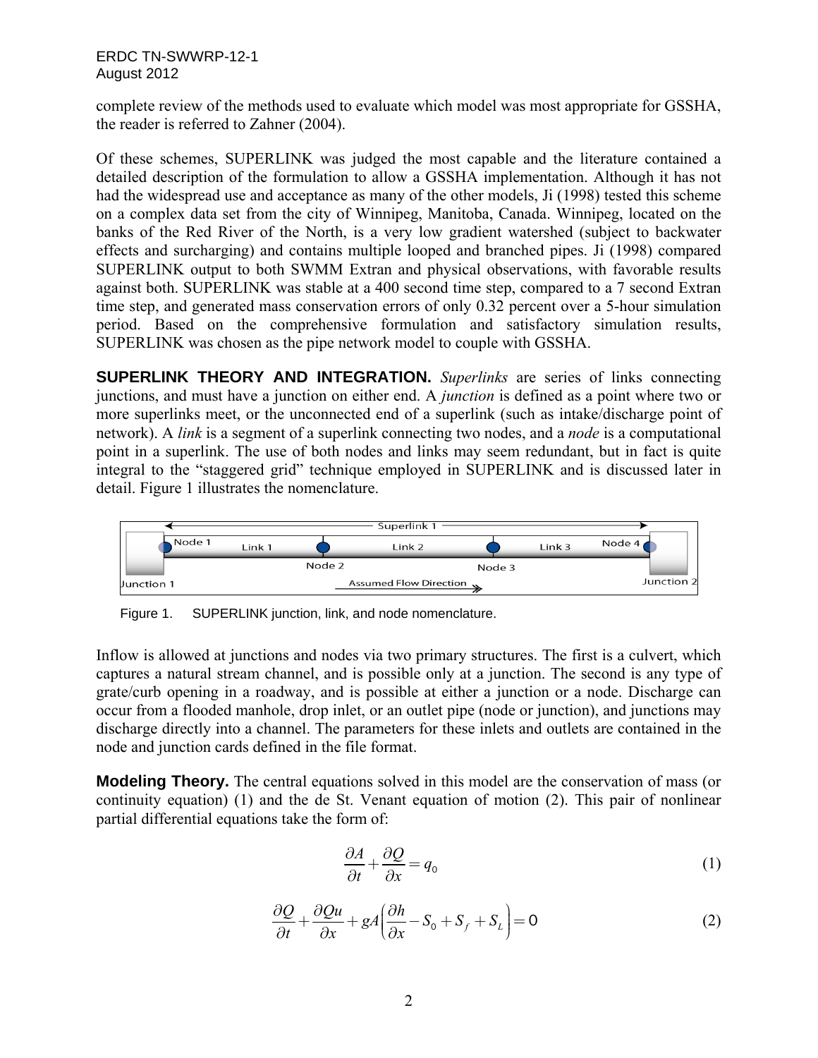complete review of the methods used to evaluate which model was most appropriate for GSSHA, the reader is referred to Zahner (2004).

Of these schemes, SUPERLINK was judged the most capable and the literature contained a detailed description of the formulation to allow a GSSHA implementation. Although it has not had the widespread use and acceptance as many of the other models, Ji (1998) tested this scheme on a complex data set from the city of Winnipeg, Manitoba, Canada. Winnipeg, located on the banks of the Red River of the North, is a very low gradient watershed (subject to backwater effects and surcharging) and contains multiple looped and branched pipes. Ji (1998) compared SUPERLINK output to both SWMM Extran and physical observations, with favorable results against both. SUPERLINK was stable at a 400 second time step, compared to a 7 second Extran time step, and generated mass conservation errors of only 0.32 percent over a 5-hour simulation period. Based on the comprehensive formulation and satisfactory simulation results, SUPERLINK was chosen as the pipe network model to couple with GSSHA.

**SUPERLINK THEORY AND INTEGRATION.** *Superlinks* are series of links connecting junctions, and must have a junction on either end. A *junction* is defined as a point where two or more superlinks meet, or the unconnected end of a superlink (such as intake/discharge point of network). A *link* is a segment of a superlink connecting two nodes, and a *node* is a computational point in a superlink. The use of both nodes and links may seem redundant, but in fact is quite integral to the "staggered grid" technique employed in SUPERLINK and is discussed later in detail. Figure 1 illustrates the nomenclature.

Figure 1. SUPERLINK junction, link, and node nomenclature.

Inflow is allowed at junctions and nodes via two primary structures. The first is a culvert, which captures a natural stream channel, and is possible only at a junction. The second is any type of grate/curb opening in a roadway, and is possible at either a junction or a node. Discharge can occur from a flooded manhole, drop inlet, or an outlet pipe (node or junction), and junctions may discharge directly into a channel. The parameters for these inlets and outlets are contained in the node and junction cards defined in the file format.

**Modeling Theory.** The central equations solved in this model are the conservation of mass (or continuity equation) (1) and the de St. Venant equation of motion (2). This pair of nonlinear partial differential equations take the form of:

$$\frac{\partial A}{\partial t} + \frac{\partial Q}{\partial x} = q_0 \tag{1}$$

$$\frac{\partial Q}{\partial t} + \frac{\partial Qu}{\partial x} + gA\left(\frac{\partial h}{\partial x} - S_0 + S_f + S_L\right) = 0 \tag{2}$$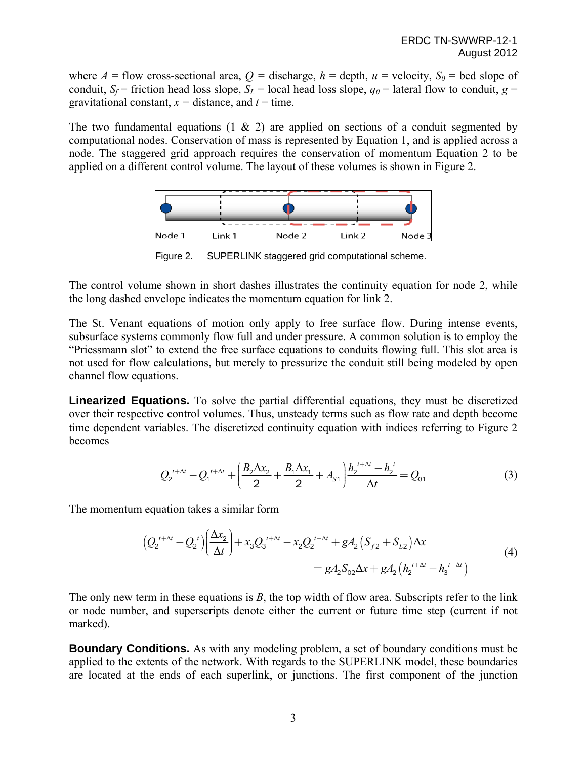where $A$ = flow cross-sectional area, $Q$ = discharge, $h$ = depth, $u$ = velocity, $S_0$ = bed slope of conduit, $S_f$ = friction head loss slope, $S_L$ = local head loss slope, $q_0$ = lateral flow to conduit, $g$ = gravitational constant, $x$ = distance, and $t$ = time.

The two fundamental equations (1 & 2) are applied on sections of a conduit segmented by computational nodes. Conservation of mass is represented by Equation 1, and is applied across a node. The staggered grid approach requires the conservation of momentum Equation 2 to be applied on a different control volume. The layout of these volumes is shown in Figure 2.

Node 1 Link 1 Node 2 Link 2 Node 3

Figure 2. SUPERLINK staggered grid computational scheme.

The control volume shown in short dashes illustrates the continuity equation for node 2, while the long dashed envelope indicates the momentum equation for link 2.

The St. Venant equations of motion only apply to free surface flow. During intense events, subsurface systems commonly flow full and under pressure. A common solution is to employ the "Priessmann slot" to extend the free surface equations to conduits flowing full. This slot area is not used for flow calculations, but merely to pressurize the conduit still being modeled by open channel flow equations.

**Linearized Equations.** To solve the partial differential equations, they must be discretized over their respective control volumes. Thus, unsteady terms such as flow rate and depth become time dependent variables. The discretized continuity equation with indices referring to Figure 2 becomes

$$Q_2^{\,t+\Delta t} - Q_1^{\,t+\Delta t} + \left( \frac{B_2 \Delta x_2}{2} + \frac{B_1 \Delta x_1}{2} + A_{S1} \right) \frac{h_2^{\,t+\Delta t} - h_2^{\,t}}{\Delta t} = Q_{01} \tag{3}$$

The momentum equation takes a similar form

$$\begin{aligned} \left(Q_2^{\,t+\Delta t} - Q_2^{\,t}\right)\left(\frac{\Delta x_2}{\Delta t}\right) + x_3 Q_3^{\,t+\Delta t} - x_2 Q_2^{\,t+\Delta t} + g A_2 \left(S_{f2} + S_{L2}\right)\Delta x \\ = g A_2 S_{02} \Delta x + g A_2 \left(h_2^{\,t+\Delta t} - h_3^{\,t+\Delta t}\right) \end{aligned} \tag{4}$$

The only new term in these equations is $B$, the top width of flow area. Subscripts refer to the link or node number, and superscripts denote either the current or future time step (current if not marked).

**Boundary Conditions.** As with any modeling problem, a set of boundary conditions must be applied to the extents of the network. With regards to the SUPERLINK model, these boundaries are located at the ends of each superlink, or junctions. The first component of the junction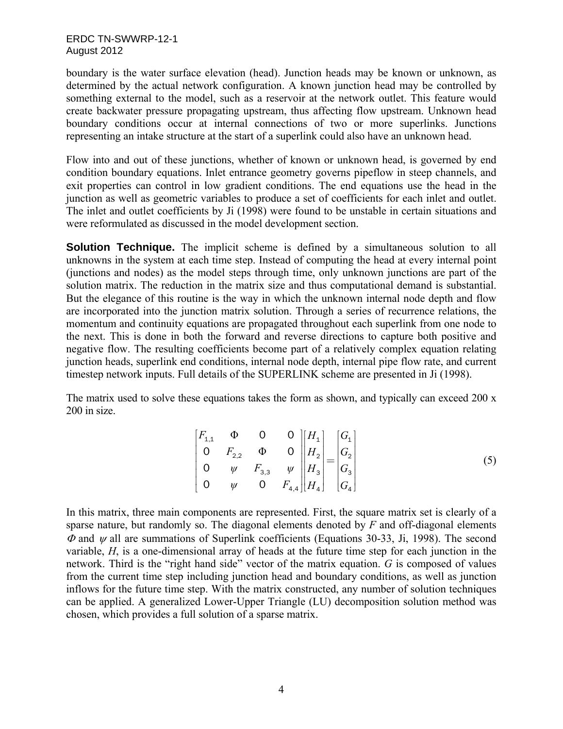boundary is the water surface elevation (head). Junction heads may be known or unknown, as determined by the actual network configuration. A known junction head may be controlled by something external to the model, such as a reservoir at the network outlet. This feature would create backwater pressure propagating upstream, thus affecting flow upstream. Unknown head boundary conditions occur at internal connections of two or more superlinks. Junctions representing an intake structure at the start of a superlink could also have an unknown head.

Flow into and out of these junctions, whether of known or unknown head, is governed by end condition boundary equations. Inlet entrance geometry governs pipeflow in steep channels, and exit properties can control in low gradient conditions. The end equations use the head in the junction as well as geometric variables to produce a set of coefficients for each inlet and outlet. The inlet and outlet coefficients by Ji (1998) were found to be unstable in certain situations and were reformulated as discussed in the model development section.

**Solution Technique.** The implicit scheme is defined by a simultaneous solution to all unknowns in the system at each time step. Instead of computing the head at every internal point (junctions and nodes) as the model steps through time, only unknown junctions are part of the solution matrix. The reduction in the matrix size and thus computational demand is substantial. But the elegance of this routine is the way in which the unknown internal node depth and flow are incorporated into the junction matrix solution. Through a series of recurrence relations, the momentum and continuity equations are propagated throughout each superlink from one node to the next. This is done in both the forward and reverse directions to capture both positive and negative flow. The resulting coefficients become part of a relatively complex equation relating junction heads, superlink end conditions, internal node depth, internal pipe flow rate, and current timestep network inputs. Full details of the SUPERLINK scheme are presented in Ji (1998).

The matrix used to solve these equations takes the form as shown, and typically can exceed 200 x 200 in size.

$$\begin{bmatrix} F_{1,1} & \Phi & 0 & 0 \\ 0 & F_{2,2} & \Phi & 0 \\ 0 & \psi & F_{3,3} & \psi \\ 0 & \psi & 0 & F_{4,4} \end{bmatrix} \begin{bmatrix} H_1 \\ H_2 \\ H_3 \\ H_4 \end{bmatrix} = \begin{bmatrix} G_1 \\ G_2 \\ G_3 \\ G_4 \end{bmatrix} \tag{5}$$

In this matrix, three main components are represented. First, the square matrix set is clearly of a sparse nature, but randomly so. The diagonal elements denoted by $F$ and off-diagonal elements $\Phi$ and $\psi$ all are summations of Superlink coefficients (Equations 30-33, Ji, 1998). The second variable, $H$, is a one-dimensional array of heads at the future time step for each junction in the network. Third is the "right hand side" vector of the matrix equation. $G$ is composed of values from the current time step including junction head and boundary conditions, as well as junction inflows for the future time step. With the matrix constructed, any number of solution techniques can be applied. A generalized Lower-Upper Triangle (LU) decomposition solution method was chosen, which provides a full solution of a sparse matrix.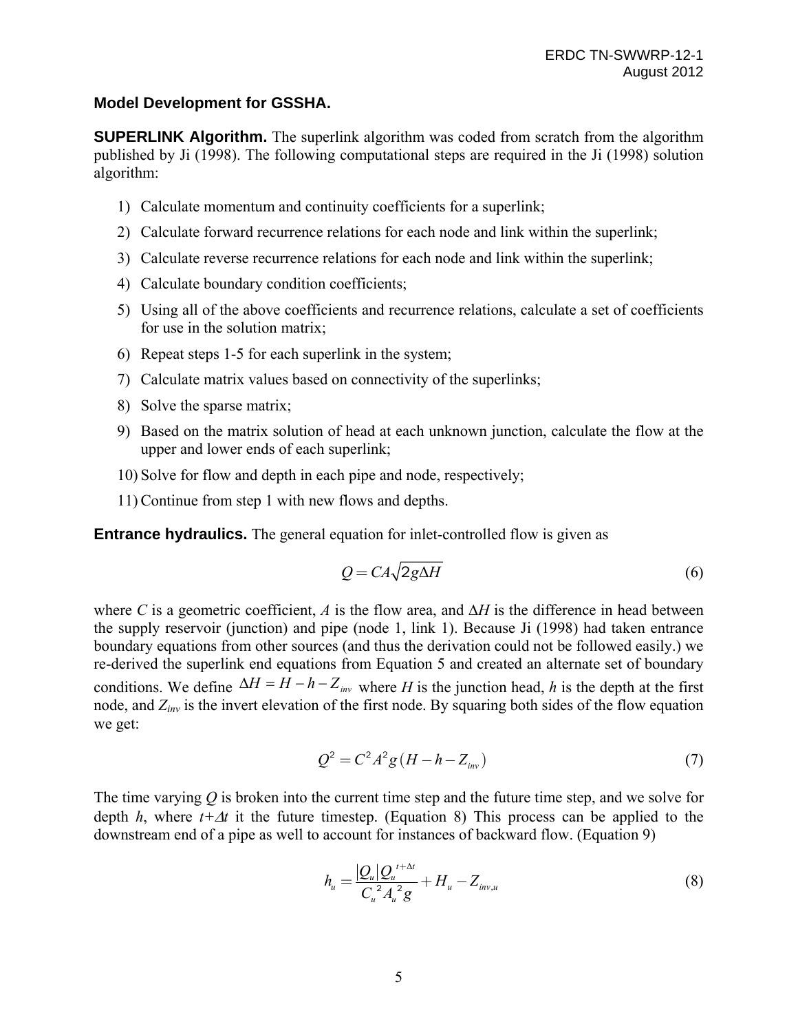### Model Development for GSSHA.

**SUPERLINK Algorithm.** The superlink algorithm was coded from scratch from the algorithm published by Ji (1998). The following computational steps are required in the Ji (1998) solution algorithm:

1) Calculate momentum and continuity coefficients for a superlink;
2) Calculate forward recurrence relations for each node and link within the superlink;
3) Calculate reverse recurrence relations for each node and link within the superlink;
4) Calculate boundary condition coefficients;
5) Using all of the above coefficients and recurrence relations, calculate a set of coefficients for use in the solution matrix;
6) Repeat steps 1-5 for each superlink in the system;
7) Calculate matrix values based on connectivity of the superlinks;
8) Solve the sparse matrix;
9) Based on the matrix solution of head at each unknown junction, calculate the flow at the upper and lower ends of each superlink;
10) Solve for flow and depth in each pipe and node, respectively;
11) Continue from step 1 with new flows and depths.

**Entrance hydraulics.** The general equation for inlet-controlled flow is given as

$$Q = CA\sqrt{2g\Delta H} \tag{6}$$

where *C* is a geometric coefficient, *A* is the flow area, and $\Delta H$ is the difference in head between the supply reservoir (junction) and pipe (node 1, link 1). Because Ji (1998) had taken entrance boundary equations from other sources (and thus the derivation could not be followed easily.) we re-derived the superlink end equations from Equation 5 and created an alternate set of boundary conditions. We define $\Delta H = H - h - Z_{inv}$ where *H* is the junction head, *h* is the depth at the first node, and $Z_{inv}$ is the invert elevation of the first node. By squaring both sides of the flow equation we get:

$$Q^2 = C^2 A^2 g\left(H - h - Z_{inv}\right) \tag{7}$$

The time varying *Q* is broken into the current time step and the future time step, and we solve for depth *h*, where $t+\Delta t$ it the future timestep. (Equation 8) This process can be applied to the downstream end of a pipe as well to account for instances of backward flow. (Equation 9)

$$h_u = \frac{|Q_u| Q_u^{\,t+\Delta t}}{C_u^{\,2} A_u^{\,2} g} + H_u - Z_{inv,u} \tag{8}$$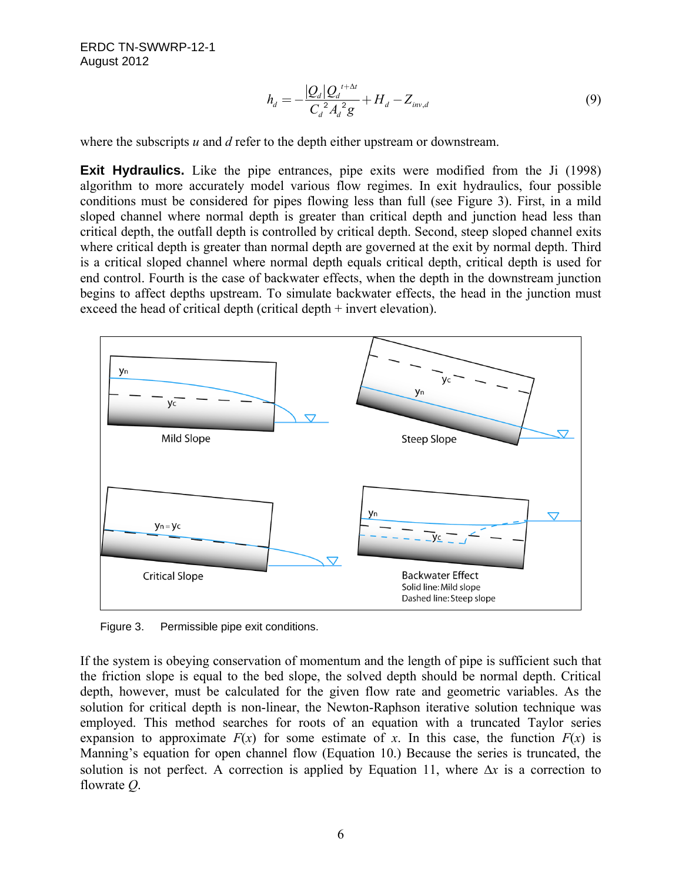$$h_d = -\frac{|Q_d| Q_d^{t+\Delta t}}{C_d^2 A_d^2 g} + H_d - Z_{inv,d} \tag{9}$$

where the subscripts $u$ and $d$ refer to the depth either upstream or downstream.

**Exit Hydraulics.** Like the pipe entrances, pipe exits were modified from the Ji (1998) algorithm to more accurately model various flow regimes. In exit hydraulics, four possible conditions must be considered for pipes flowing less than full (see Figure 3). First, in a mild sloped channel where normal depth is greater than critical depth and junction head less than critical depth, the outfall depth is controlled by critical depth. Second, steep sloped channel exits where critical depth is greater than normal depth are governed at the exit by normal depth. Third is a critical sloped channel where normal depth equals critical depth, critical depth is used for end control. Fourth is the case of backwater effects, when the depth in the downstream junction begins to affect depths upstream. To simulate backwater effects, the head in the junction must exceed the head of critical depth (critical depth + invert elevation).

Figure 3. Permissible pipe exit conditions.

If the system is obeying conservation of momentum and the length of pipe is sufficient such that the friction slope is equal to the bed slope, the solved depth should be normal depth. Critical depth, however, must be calculated for the given flow rate and geometric variables. As the solution for critical depth is non-linear, the Newton-Raphson iterative solution technique was employed. This method searches for roots of an equation with a truncated Taylor series expansion to approximate $F(x)$ for some estimate of $x$. In this case, the function $F(x)$ is Manning's equation for open channel flow (Equation 10.) Because the series is truncated, the solution is not perfect. A correction is applied by Equation 11, where $\Delta x$ is a correction to flowrate $Q$.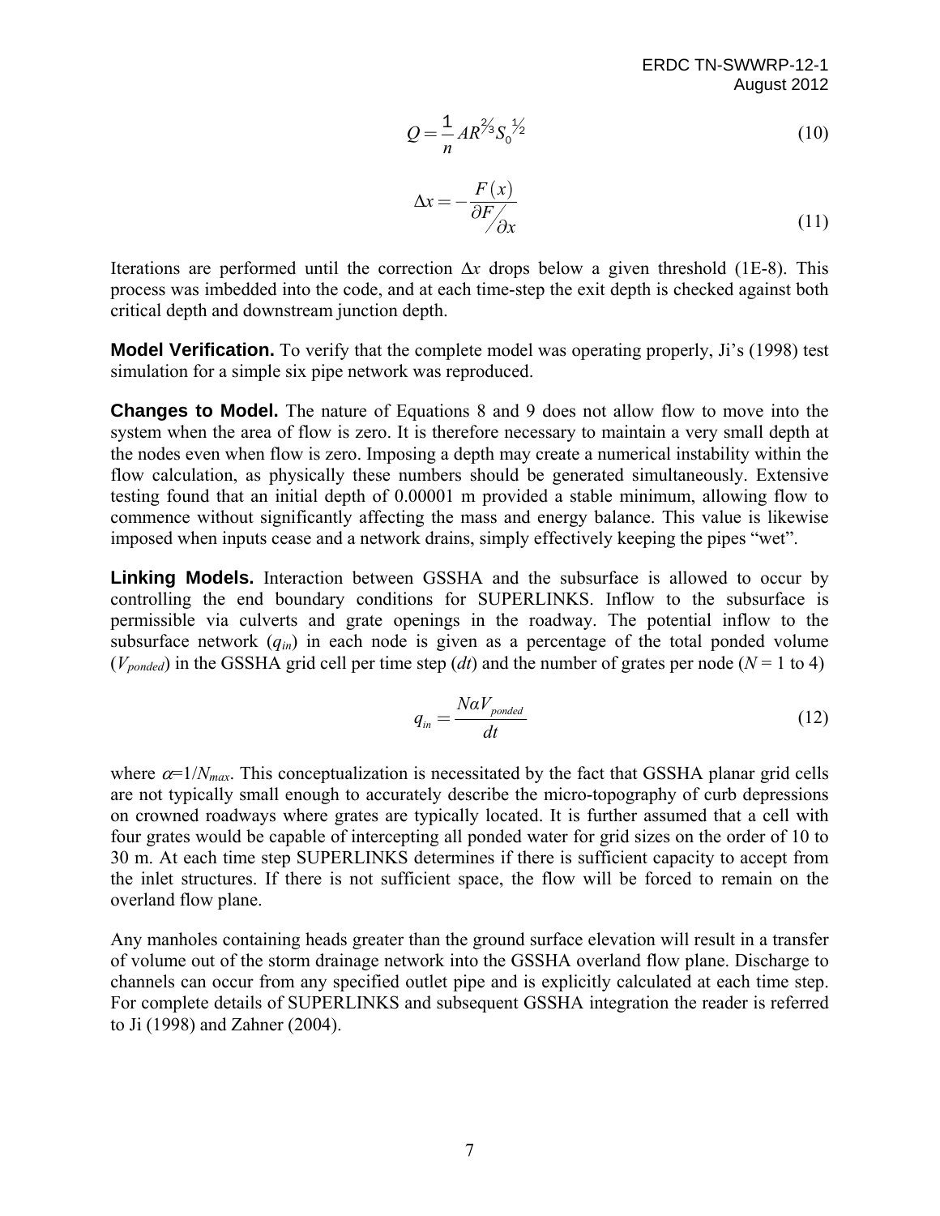$$Q = \frac{1}{n} A R^{2/3} S_0^{1/2} \tag{10}$$

$$\Delta x = -\frac{F(x)}{\partial F / \partial x} \tag{11}$$

Iterations are performed until the correction $\Delta x$ drops below a given threshold (1E-8). This process was imbedded into the code, and at each time-step the exit depth is checked against both critical depth and downstream junction depth.

**Model Verification.** To verify that the complete model was operating properly, Ji's (1998) test simulation for a simple six pipe network was reproduced.

**Changes to Model.** The nature of Equations 8 and 9 does not allow flow to move into the system when the area of flow is zero. It is therefore necessary to maintain a very small depth at the nodes even when flow is zero. Imposing a depth may create a numerical instability within the flow calculation, as physically these numbers should be generated simultaneously. Extensive testing found that an initial depth of 0.00001 m provided a stable minimum, allowing flow to commence without significantly affecting the mass and energy balance. This value is likewise imposed when inputs cease and a network drains, simply effectively keeping the pipes "wet".

**Linking Models.** Interaction between GSSHA and the subsurface is allowed to occur by controlling the end boundary conditions for SUPERLINKS. Inflow to the subsurface is permissible via culverts and grate openings in the roadway. The potential inflow to the subsurface network ($q_{in}$) in each node is given as a percentage of the total ponded volume ($V_{ponded}$) in the GSSHA grid cell per time step ($dt$) and the number of grates per node ($N$ = 1 to 4)

$$q_{in} = \frac{N \alpha V_{ponded}}{dt} \tag{12}$$

where $\alpha = 1/N_{max}$. This conceptualization is necessitated by the fact that GSSHA planar grid cells are not typically small enough to accurately describe the micro-topography of curb depressions on crowned roadways where grates are typically located. It is further assumed that a cell with four grates would be capable of intercepting all ponded water for grid sizes on the order of 10 to 30 m. At each time step SUPERLINKS determines if there is sufficient capacity to accept from the inlet structures. If there is not sufficient space, the flow will be forced to remain on the overland flow plane.

Any manholes containing heads greater than the ground surface elevation will result in a transfer of volume out of the storm drainage network into the GSSHA overland flow plane. Discharge to channels can occur from any specified outlet pipe and is explicitly calculated at each time step. For complete details of SUPERLINKS and subsequent GSSHA integration the reader is referred to Ji (1998) and Zahner (2004).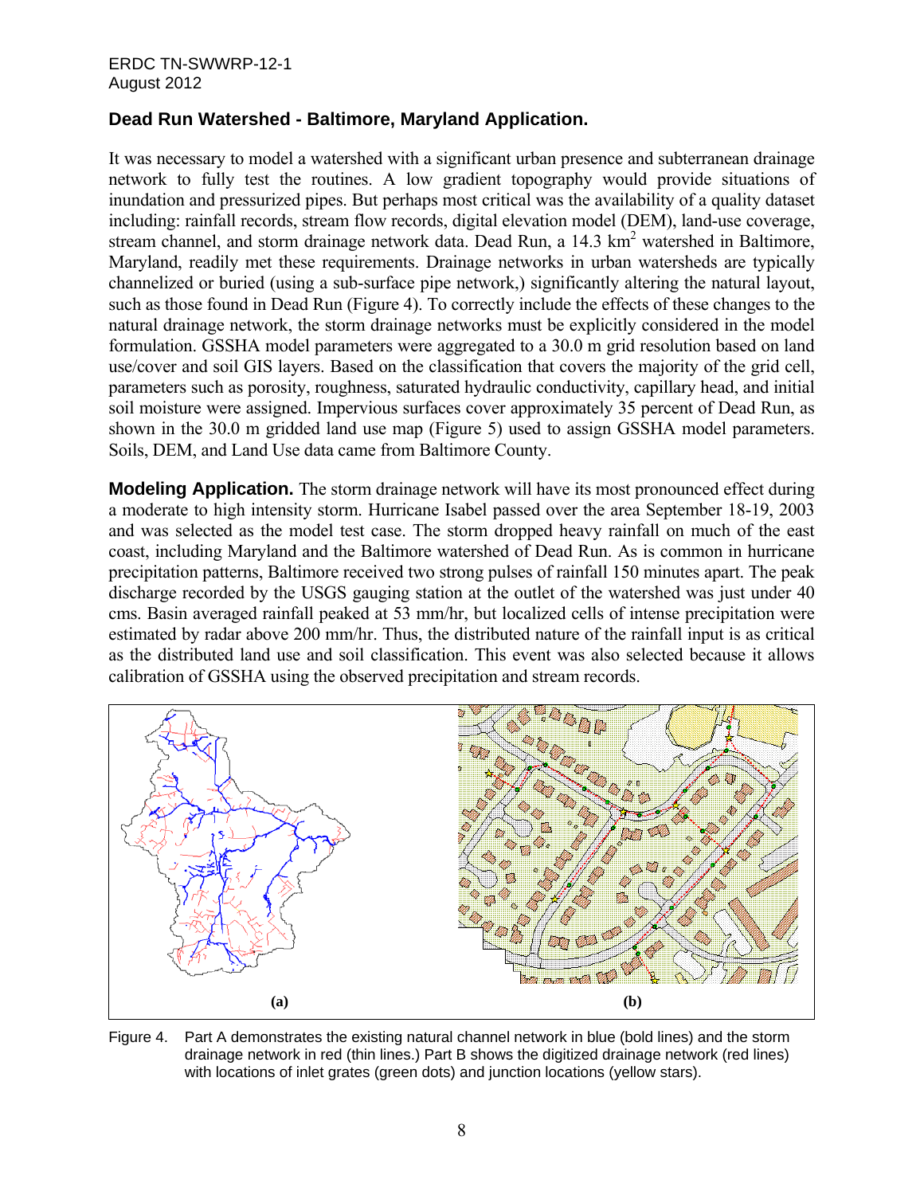## Dead Run Watershed - Baltimore, Maryland Application.

It was necessary to model a watershed with a significant urban presence and subterranean drainage network to fully test the routines. A low gradient topography would provide situations of inundation and pressurized pipes. But perhaps most critical was the availability of a quality dataset including: rainfall records, stream flow records, digital elevation model (DEM), land-use coverage, stream channel, and storm drainage network data. Dead Run, a 14.3 km$^2$ watershed in Baltimore, Maryland, readily met these requirements. Drainage networks in urban watersheds are typically channelized or buried (using a sub-surface pipe network,) significantly altering the natural layout, such as those found in Dead Run (Figure 4). To correctly include the effects of these changes to the natural drainage network, the storm drainage networks must be explicitly considered in the model formulation. GSSHA model parameters were aggregated to a 30.0 m grid resolution based on land use/cover and soil GIS layers. Based on the classification that covers the majority of the grid cell, parameters such as porosity, roughness, saturated hydraulic conductivity, capillary head, and initial soil moisture were assigned. Impervious surfaces cover approximately 35 percent of Dead Run, as shown in the 30.0 m gridded land use map (Figure 5) used to assign GSSHA model parameters. Soils, DEM, and Land Use data came from Baltimore County.

**Modeling Application.** The storm drainage network will have its most pronounced effect during a moderate to high intensity storm. Hurricane Isabel passed over the area September 18-19, 2003 and was selected as the model test case. The storm dropped heavy rainfall on much of the east coast, including Maryland and the Baltimore watershed of Dead Run. As is common in hurricane precipitation patterns, Baltimore received two strong pulses of rainfall 150 minutes apart. The peak discharge recorded by the USGS gauging station at the outlet of the watershed was just under 40 cms. Basin averaged rainfall peaked at 53 mm/hr, but localized cells of intense precipitation were estimated by radar above 200 mm/hr. Thus, the distributed nature of the rainfall input is as critical as the distributed land use and soil classification. This event was also selected because it allows calibration of GSSHA using the observed precipitation and stream records.

(a) (b)

Figure 4. Part A demonstrates the existing natural channel network in blue (bold lines) and the storm drainage network in red (thin lines.) Part B shows the digitized drainage network (red lines) with locations of inlet grates (green dots) and junction locations (yellow stars).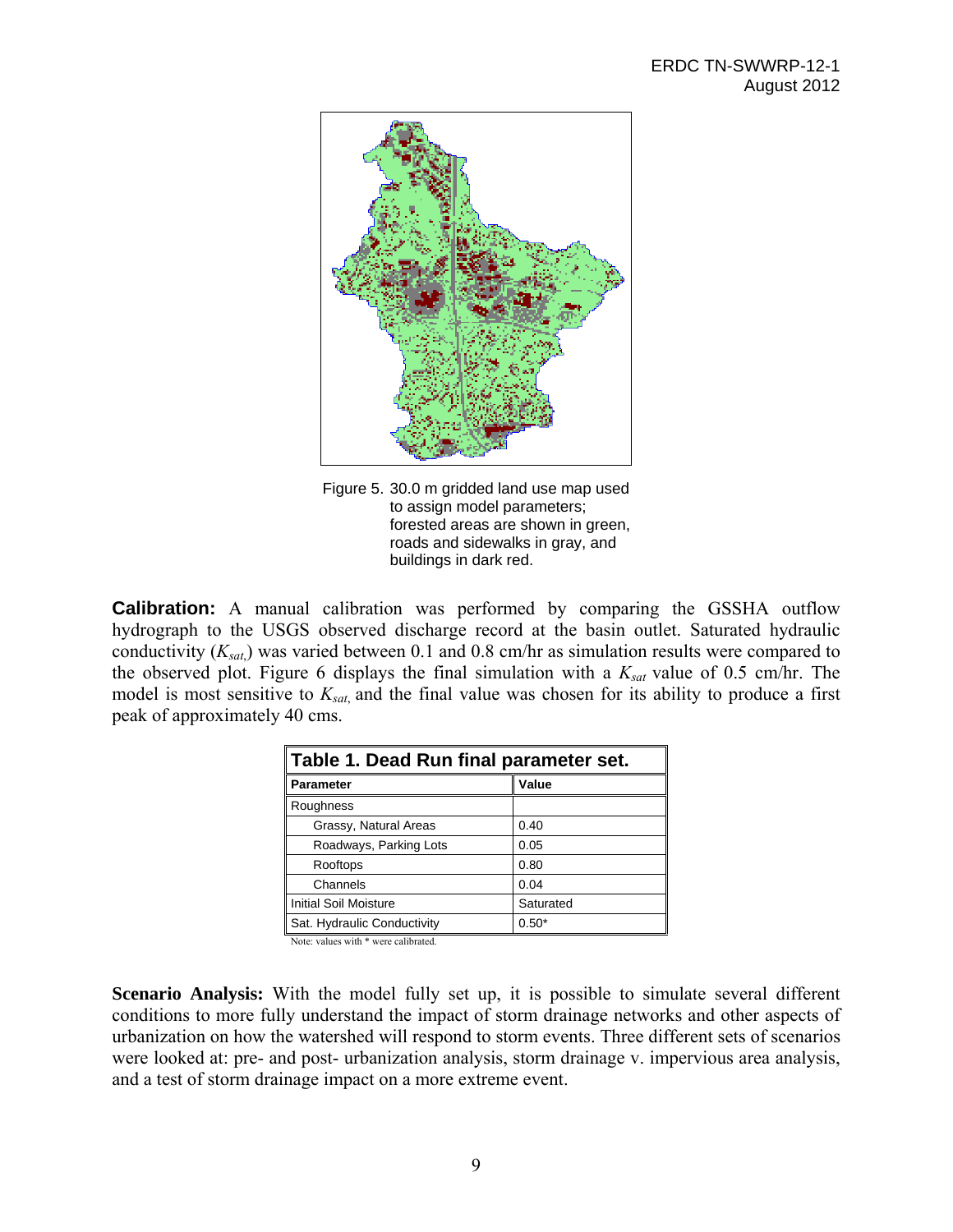Figure 5. 30.0 m gridded land use map used to assign model parameters; forested areas are shown in green, roads and sidewalks in gray, and buildings in dark red.

**Calibration:** A manual calibration was performed by comparing the GSSHA outflow hydrograph to the USGS observed discharge record at the basin outlet. Saturated hydraulic conductivity ($K_{sat,}$) was varied between 0.1 and 0.8 cm/hr as simulation results were compared to the observed plot. Figure 6 displays the final simulation with a $K_{sat}$ value of 0.5 cm/hr. The model is most sensitive to $K_{sat,}$ and the final value was chosen for its ability to produce a first peak of approximately 40 cms.

**Table 1. Dead Run final parameter set.**

| Parameter | Value |
|---|---|
| Roughness | |
| Grassy, Natural Areas | 0.40 |
| Roadways, Parking Lots | 0.05 |
| Rooftops | 0.80 |
| Channels | 0.04 |
| Initial Soil Moisture | Saturated |
| Sat. Hydraulic Conductivity | 0.50* |

Note: values with * were calibrated.

**Scenario Analysis:** With the model fully set up, it is possible to simulate several different conditions to more fully understand the impact of storm drainage networks and other aspects of urbanization on how the watershed will respond to storm events. Three different sets of scenarios were looked at: pre- and post- urbanization analysis, storm drainage v. impervious area analysis, and a test of storm drainage impact on a more extreme event.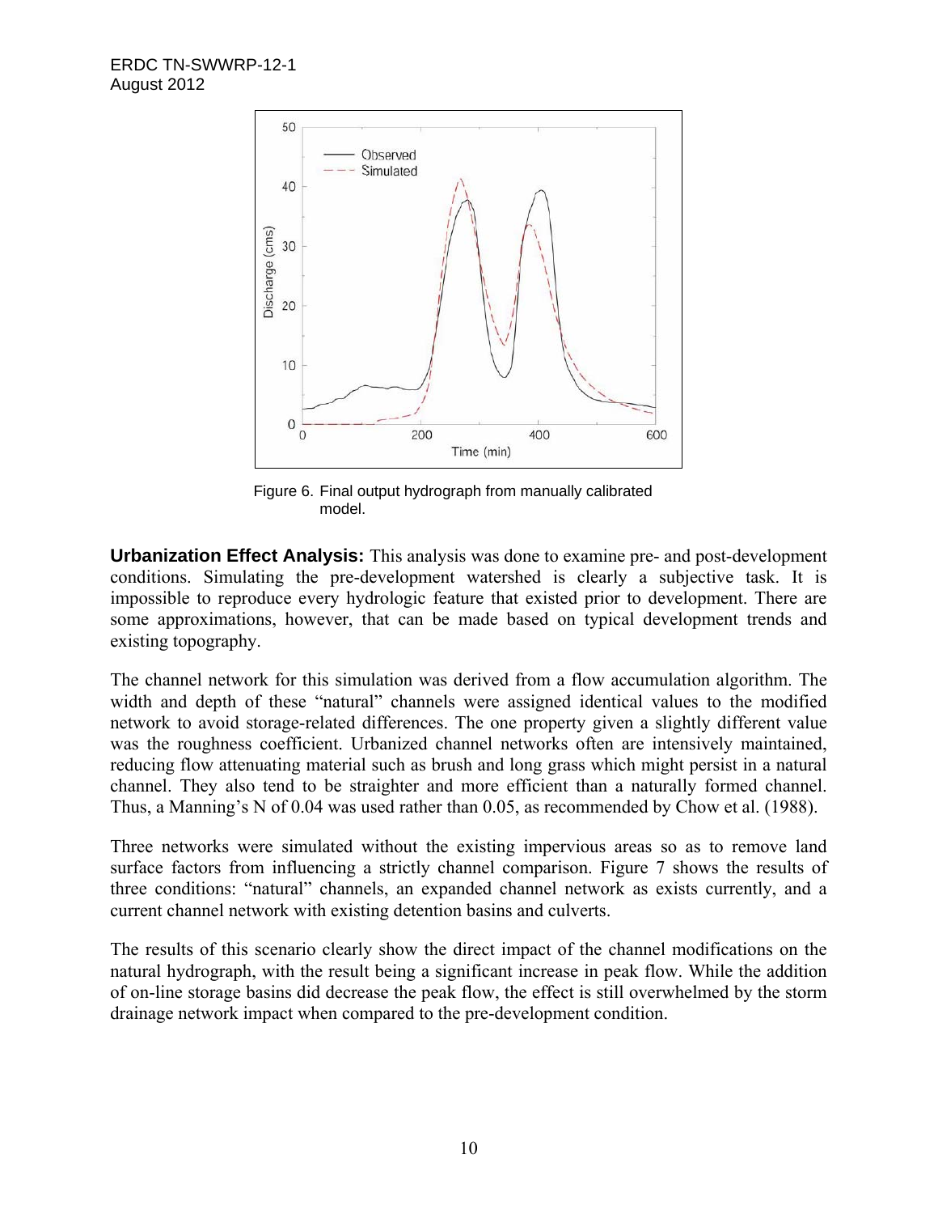Figure 6. Final output hydrograph from manually calibrated model.

**Urbanization Effect Analysis:** This analysis was done to examine pre- and post-development conditions. Simulating the pre-development watershed is clearly a subjective task. It is impossible to reproduce every hydrologic feature that existed prior to development. There are some approximations, however, that can be made based on typical development trends and existing topography.

The channel network for this simulation was derived from a flow accumulation algorithm. The width and depth of these "natural" channels were assigned identical values to the modified network to avoid storage-related differences. The one property given a slightly different value was the roughness coefficient. Urbanized channel networks often are intensively maintained, reducing flow attenuating material such as brush and long grass which might persist in a natural channel. They also tend to be straighter and more efficient than a naturally formed channel. Thus, a Manning's N of 0.04 was used rather than 0.05, as recommended by Chow et al. (1988).

Three networks were simulated without the existing impervious areas so as to remove land surface factors from influencing a strictly channel comparison. Figure 7 shows the results of three conditions: "natural" channels, an expanded channel network as exists currently, and a current channel network with existing detention basins and culverts.

The results of this scenario clearly show the direct impact of the channel modifications on the natural hydrograph, with the result being a significant increase in peak flow. While the addition of on-line storage basins did decrease the peak flow, the effect is still overwhelmed by the storm drainage network impact when compared to the pre-development condition.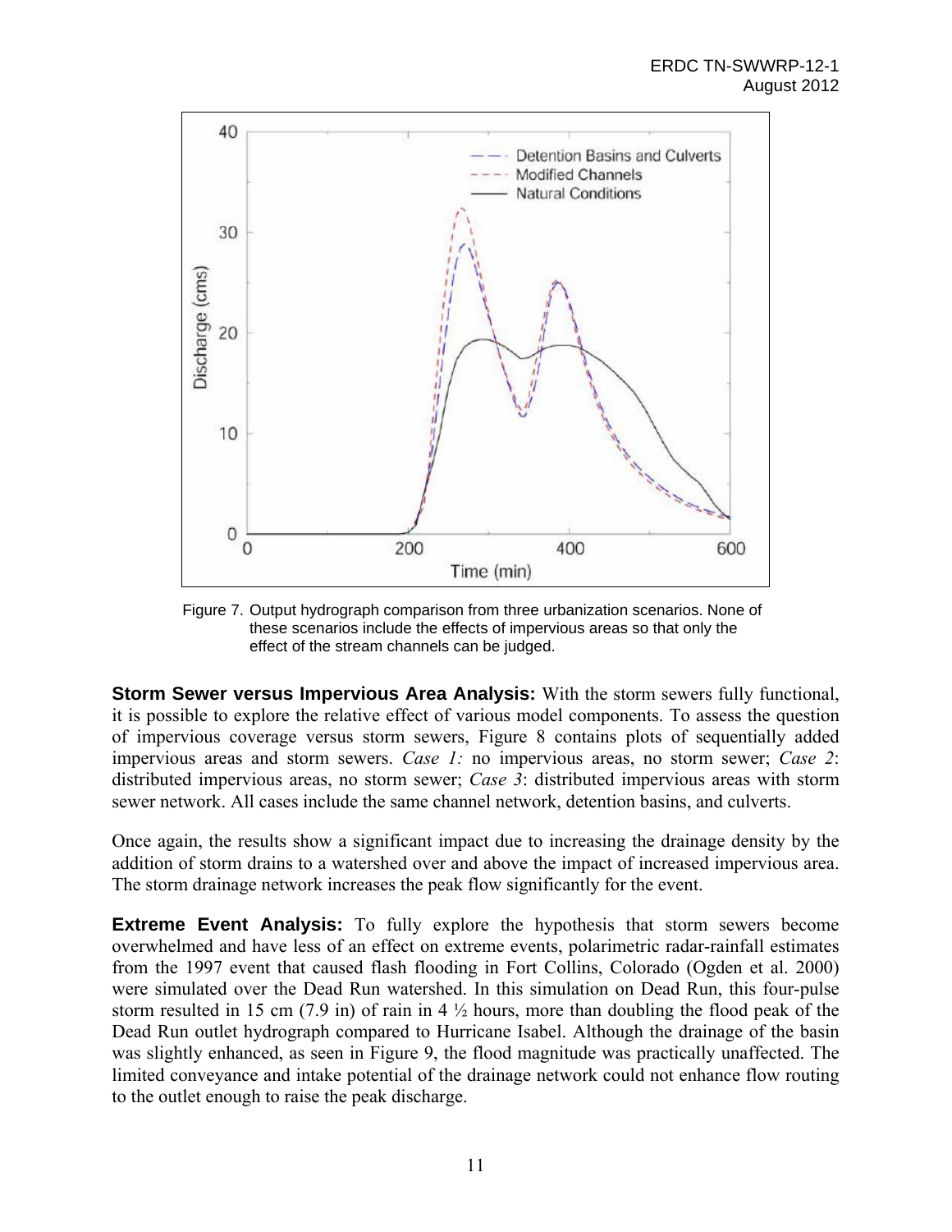Figure 7. Output hydrograph comparison from three urbanization scenarios. None of these scenarios include the effects of impervious areas so that only the effect of the stream channels can be judged.

**Storm Sewer versus Impervious Area Analysis:** With the storm sewers fully functional, it is possible to explore the relative effect of various model components. To assess the question of impervious coverage versus storm sewers, Figure 8 contains plots of sequentially added impervious areas and storm sewers. *Case 1:* no impervious areas, no storm sewer; *Case 2*: distributed impervious areas, no storm sewer; *Case 3*: distributed impervious areas with storm sewer network. All cases include the same channel network, detention basins, and culverts.

Once again, the results show a significant impact due to increasing the drainage density by the addition of storm drains to a watershed over and above the impact of increased impervious area. The storm drainage network increases the peak flow significantly for the event.

**Extreme Event Analysis:** To fully explore the hypothesis that storm sewers become overwhelmed and have less of an effect on extreme events, polarimetric radar-rainfall estimates from the 1997 event that caused flash flooding in Fort Collins, Colorado (Ogden et al. 2000) were simulated over the Dead Run watershed. In this simulation on Dead Run, this four-pulse storm resulted in 15 cm (7.9 in) of rain in 4 ½ hours, more than doubling the flood peak of the Dead Run outlet hydrograph compared to Hurricane Isabel. Although the drainage of the basin was slightly enhanced, as seen in Figure 9, the flood magnitude was practically unaffected. The limited conveyance and intake potential of the drainage network could not enhance flow routing to the outlet enough to raise the peak discharge.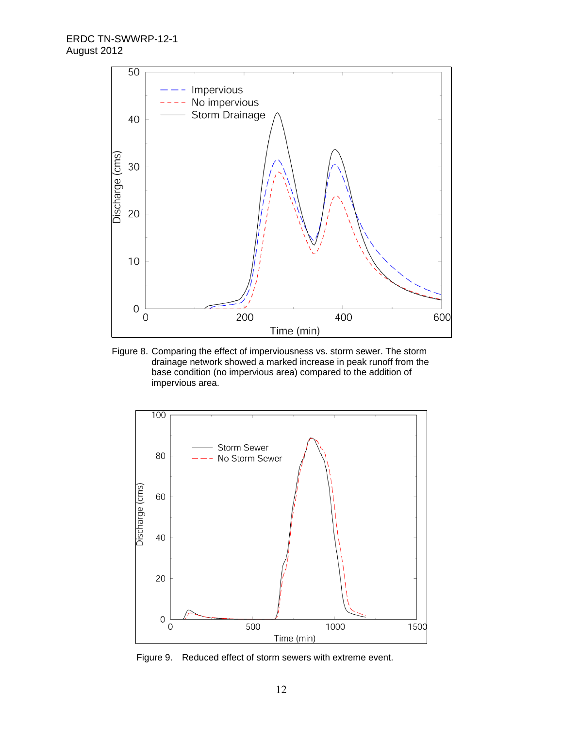Figure 8. Comparing the effect of imperviousness vs. storm sewer. The storm drainage network showed a marked increase in peak runoff from the base condition (no impervious area) compared to the addition of impervious area.

Figure 9. Reduced effect of storm sewers with extreme event.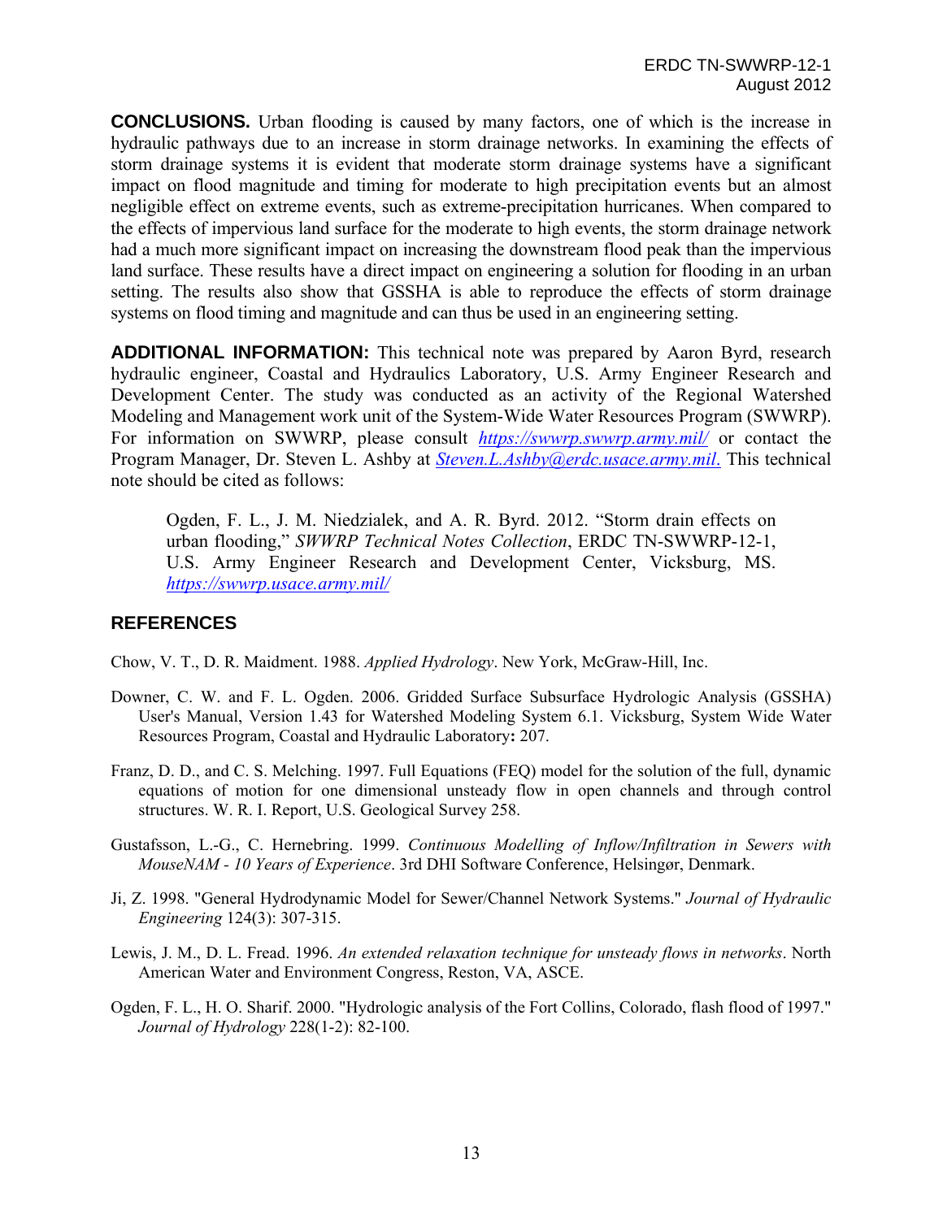**CONCLUSIONS.** Urban flooding is caused by many factors, one of which is the increase in hydraulic pathways due to an increase in storm drainage networks. In examining the effects of storm drainage systems it is evident that moderate storm drainage systems have a significant impact on flood magnitude and timing for moderate to high precipitation events but an almost negligible effect on extreme events, such as extreme-precipitation hurricanes. When compared to the effects of impervious land surface for the moderate to high events, the storm drainage network had a much more significant impact on increasing the downstream flood peak than the impervious land surface. These results have a direct impact on engineering a solution for flooding in an urban setting. The results also show that GSSHA is able to reproduce the effects of storm drainage systems on flood timing and magnitude and can thus be used in an engineering setting.

**ADDITIONAL INFORMATION:** This technical note was prepared by Aaron Byrd, research hydraulic engineer, Coastal and Hydraulics Laboratory, U.S. Army Engineer Research and Development Center. The study was conducted as an activity of the Regional Watershed Modeling and Management work unit of the System-Wide Water Resources Program (SWWRP). For information on SWWRP, please consult *https://swwrp.swwrp.army.mil/* or contact the Program Manager, Dr. Steven L. Ashby at *Steven.L.Ashby@erdc.usace.army.mil*. This technical note should be cited as follows:

> Ogden, F. L., J. M. Niedzialek, and A. R. Byrd. 2012. "Storm drain effects on urban flooding," *SWWRP Technical Notes Collection*, ERDC TN-SWWRP-12-1, U.S. Army Engineer Research and Development Center, Vicksburg, MS. *https://swwrp.usace.army.mil/*

## REFERENCES

Chow, V. T., D. R. Maidment. 1988. *Applied Hydrology*. New York, McGraw-Hill, Inc.

Downer, C. W. and F. L. Ogden. 2006. Gridded Surface Subsurface Hydrologic Analysis (GSSHA) User's Manual, Version 1.43 for Watershed Modeling System 6.1. Vicksburg, System Wide Water Resources Program, Coastal and Hydraulic Laboratory**:** 207.

Franz, D. D., and C. S. Melching. 1997. Full Equations (FEQ) model for the solution of the full, dynamic equations of motion for one dimensional unsteady flow in open channels and through control structures. W. R. I. Report, U.S. Geological Survey 258.

Gustafsson, L.-G., C. Hernebring. 1999. *Continuous Modelling of Inflow/Infiltration in Sewers with MouseNAM - 10 Years of Experience*. 3rd DHI Software Conference, Helsingør, Denmark.

Ji, Z. 1998. "General Hydrodynamic Model for Sewer/Channel Network Systems." *Journal of Hydraulic Engineering* 124(3): 307-315.

Lewis, J. M., D. L. Fread. 1996. *An extended relaxation technique for unsteady flows in networks*. North American Water and Environment Congress, Reston, VA, ASCE.

Ogden, F. L., H. O. Sharif. 2000. "Hydrologic analysis of the Fort Collins, Colorado, flash flood of 1997." *Journal of Hydrology* 228(1-2): 82-100.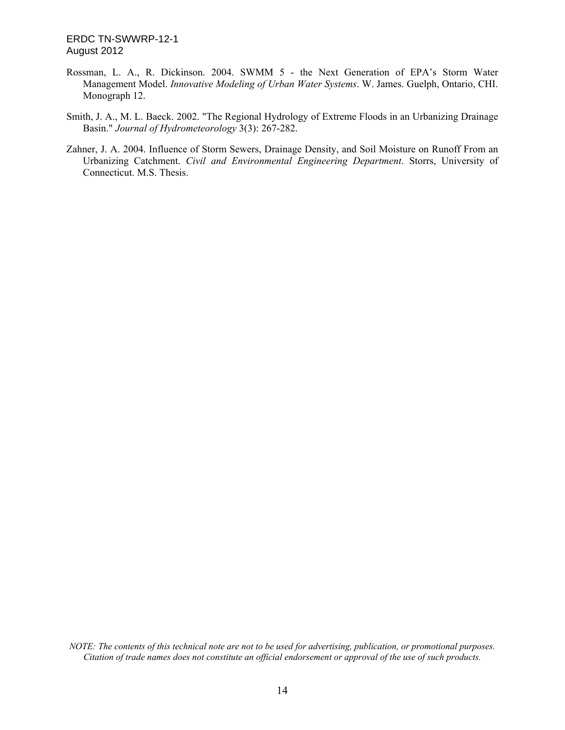Rossman, L. A., R. Dickinson. 2004. SWMM 5 - the Next Generation of EPA's Storm Water Management Model. *Innovative Modeling of Urban Water Systems*. W. James. Guelph, Ontario, CHI. Monograph 12.

Smith, J. A., M. L. Baeck. 2002. "The Regional Hydrology of Extreme Floods in an Urbanizing Drainage Basin." *Journal of Hydrometeorology* 3(3): 267-282.

Zahner, J. A. 2004. Influence of Storm Sewers, Drainage Density, and Soil Moisture on Runoff From an Urbanizing Catchment. *Civil and Environmental Engineering Department*. Storrs, University of Connecticut. M.S. Thesis.

*NOTE: The contents of this technical note are not to be used for advertising, publication, or promotional purposes. Citation of trade names does not constitute an official endorsement or approval of the use of such products.*